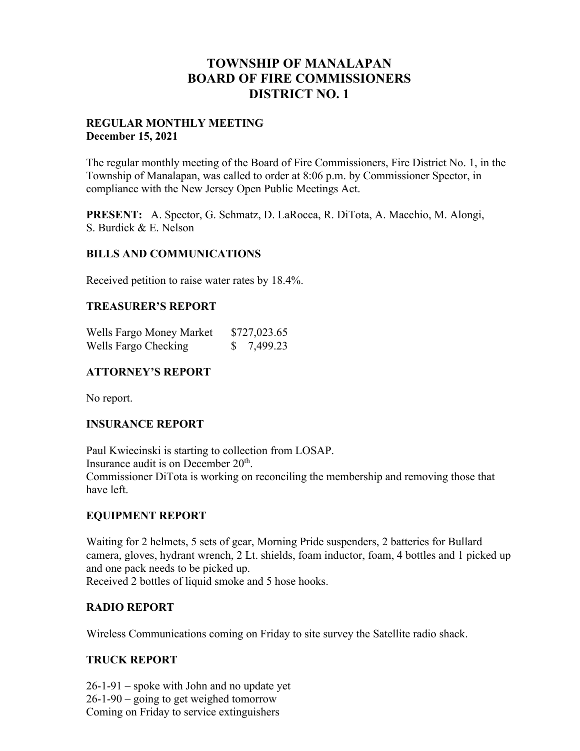# TOWNSHIP OF MANALAPAN
# BOARD OF FIRE COMMISSIONERS
# DISTRICT NO. 1

**REGULAR MONTHLY MEETING**
**December 15, 2021**

The regular monthly meeting of the Board of Fire Commissioners, Fire District No. 1, in the Township of Manalapan, was called to order at 8:06 p.m. by Commissioner Spector, in compliance with the New Jersey Open Public Meetings Act.

**PRESENT:** A. Spector, G. Schmatz, D. LaRocca, R. DiTota, A. Macchio, M. Alongi, S. Burdick & E. Nelson

### BILLS AND COMMUNICATIONS

Received petition to raise water rates by 18.4%.

### TREASURER'S REPORT

| | |
|---|---|
| Wells Fargo Money Market | $727,023.65 |
| Wells Fargo Checking | $ 7,499.23 |

### ATTORNEY'S REPORT

No report.

### INSURANCE REPORT

Paul Kwiecinski is starting to collection from LOSAP.
Insurance audit is on December 20th.
Commissioner DiTota is working on reconciling the membership and removing those that have left.

### EQUIPMENT REPORT

Waiting for 2 helmets, 5 sets of gear, Morning Pride suspenders, 2 batteries for Bullard camera, gloves, hydrant wrench, 2 Lt. shields, foam inductor, foam, 4 bottles and 1 picked up and one pack needs to be picked up.
Received 2 bottles of liquid smoke and 5 hose hooks.

### RADIO REPORT

Wireless Communications coming on Friday to site survey the Satellite radio shack.

### TRUCK REPORT

26-1-91 – spoke with John and no update yet
26-1-90 – going to get weighed tomorrow
Coming on Friday to service extinguishers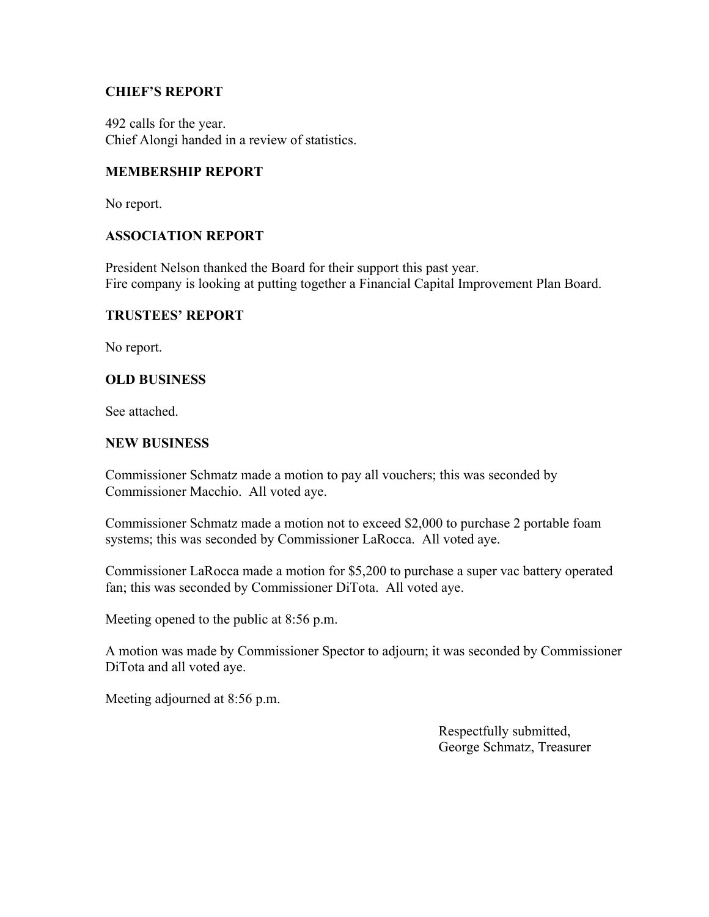**CHIEF'S REPORT**

492 calls for the year.
Chief Alongi handed in a review of statistics.

**MEMBERSHIP REPORT**

No report.

**ASSOCIATION REPORT**

President Nelson thanked the Board for their support this past year.
Fire company is looking at putting together a Financial Capital Improvement Plan Board.

**TRUSTEES' REPORT**

No report.

**OLD BUSINESS**

See attached.

**NEW BUSINESS**

Commissioner Schmatz made a motion to pay all vouchers; this was seconded by Commissioner Macchio. All voted aye.

Commissioner Schmatz made a motion not to exceed $2,000 to purchase 2 portable foam systems; this was seconded by Commissioner LaRocca. All voted aye.

Commissioner LaRocca made a motion for $5,200 to purchase a super vac battery operated fan; this was seconded by Commissioner DiTota. All voted aye.

Meeting opened to the public at 8:56 p.m.

A motion was made by Commissioner Spector to adjourn; it was seconded by Commissioner DiTota and all voted aye.

Meeting adjourned at 8:56 p.m.

Respectfully submitted,
George Schmatz, Treasurer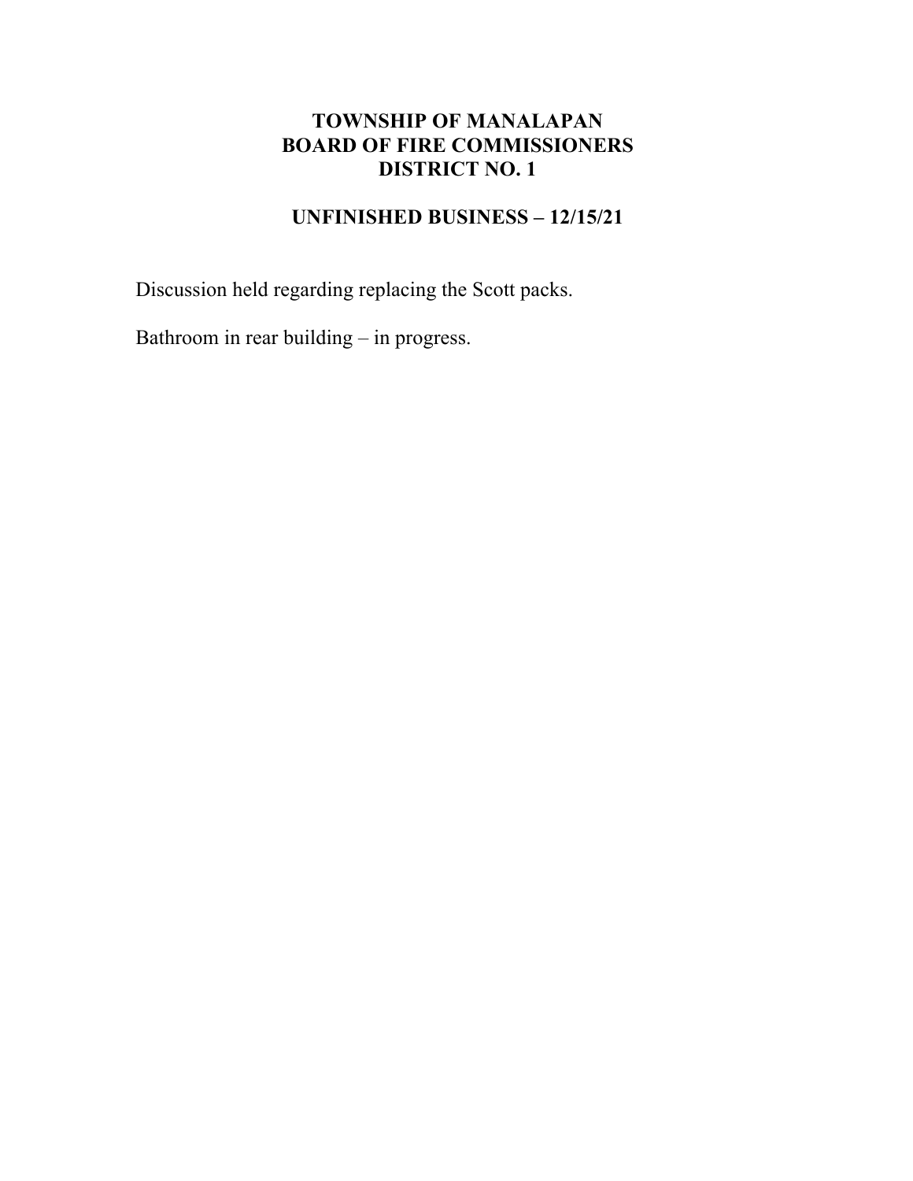# TOWNSHIP OF MANALAPAN
# BOARD OF FIRE COMMISSIONERS
# DISTRICT NO. 1

## UNFINISHED BUSINESS – 12/15/21

Discussion held regarding replacing the Scott packs.

Bathroom in rear building – in progress.